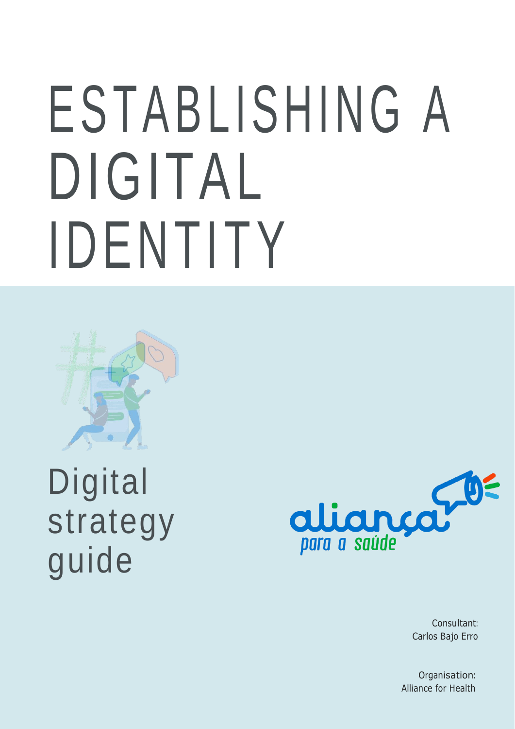# ESTABLISHING A DIGITAL IDENTITY

## Digital strategy guide

aliança
*para a saúde*

Consultant:
Carlos Bajo Erro

Organisation:
Alliance for Health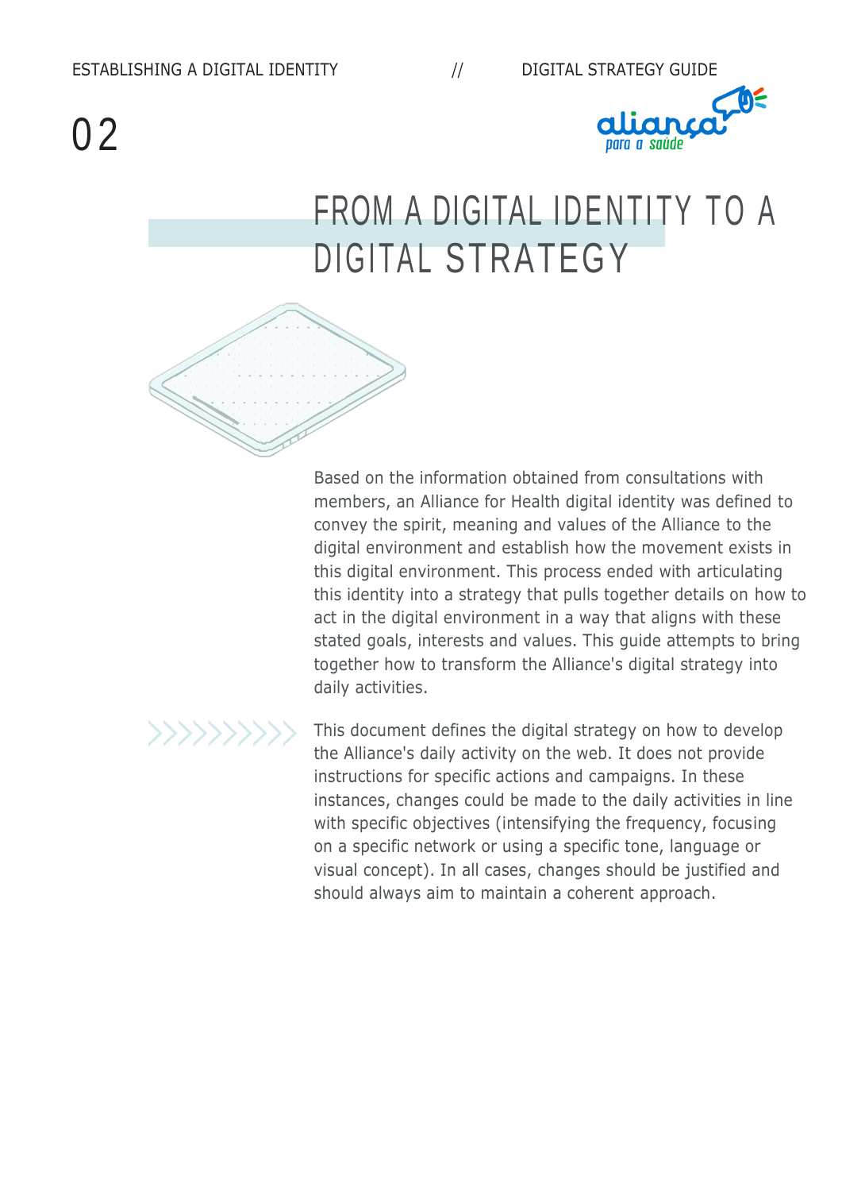# FROM A DIGITAL IDENTITY TO A DIGITAL STRATEGY

Based on the information obtained from consultations with members, an Alliance for Health digital identity was defined to convey the spirit, meaning and values of the Alliance to the digital environment and establish how the movement exists in this digital environment. This process ended with articulating this identity into a strategy that pulls together details on how to act in the digital environment in a way that aligns with these stated goals, interests and values. This guide attempts to bring together how to transform the Alliance's digital strategy into daily activities.

This document defines the digital strategy on how to develop the Alliance's daily activity on the web. It does not provide instructions for specific actions and campaigns. In these instances, changes could be made to the daily activities in line with specific objectives (intensifying the frequency, focusing on a specific network or using a specific tone, language or visual concept). In all cases, changes should be justified and should always aim to maintain a coherent approach.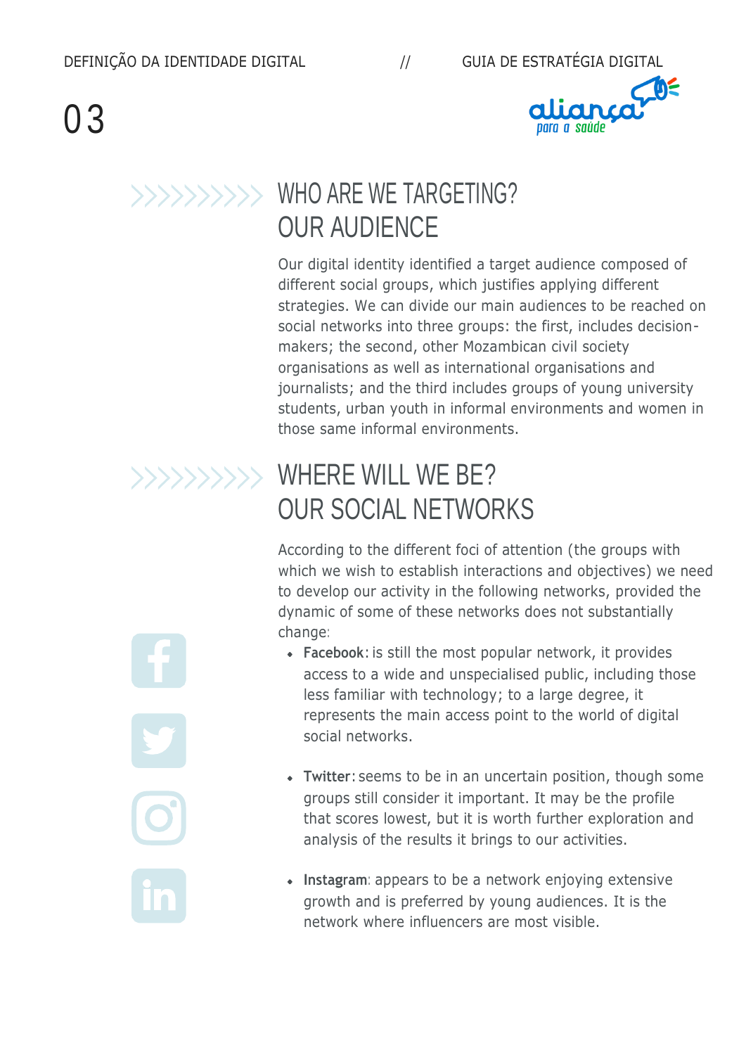# WHO ARE WE TARGETING? OUR AUDIENCE

Our digital identity identified a target audience composed of different social groups, which justifies applying different strategies. We can divide our main audiences to be reached on social networks into three groups: the first, includes decision-makers; the second, other Mozambican civil society organisations as well as international organisations and journalists; and the third includes groups of young university students, urban youth in informal environments and women in those same informal environments.

# WHERE WILL WE BE? OUR SOCIAL NETWORKS

According to the different foci of attention (the groups with which we wish to establish interactions and objectives) we need to develop our activity in the following networks, provided the dynamic of some of these networks does not substantially change:

- **Facebook**: is still the most popular network, it provides access to a wide and unspecialised public, including those less familiar with technology; to a large degree, it represents the main access point to the world of digital social networks.

- **Twitter**: seems to be in an uncertain position, though some groups still consider it important. It may be the profile that scores lowest, but it is worth further exploration and analysis of the results it brings to our activities.

- **Instagram**: appears to be a network enjoying extensive growth and is preferred by young audiences. It is the network where influencers are most visible.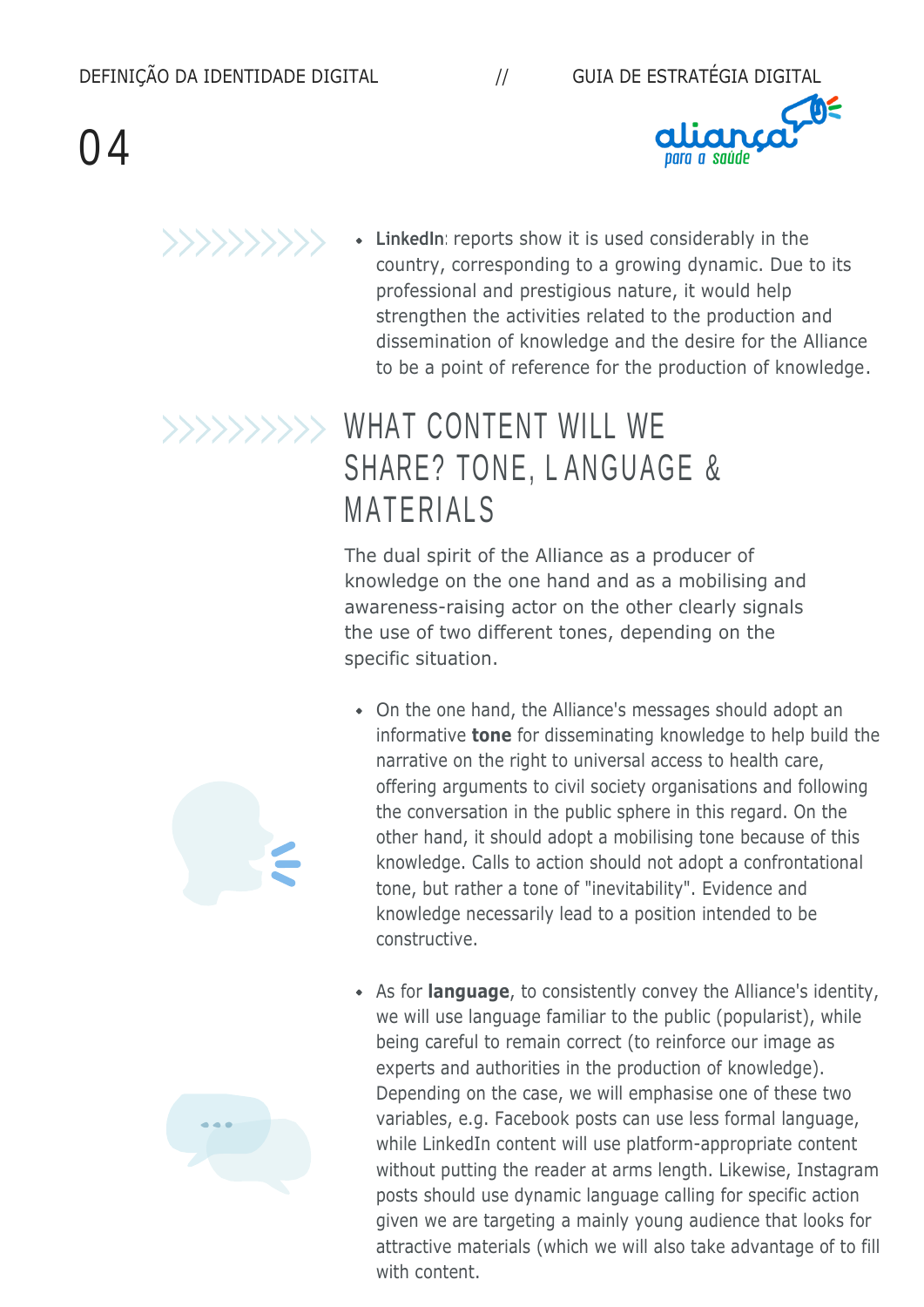- **LinkedIn**: reports show it is used considerably in the country, corresponding to a growing dynamic. Due to its professional and prestigious nature, it would help strengthen the activities related to the production and dissemination of knowledge and the desire for the Alliance to be a point of reference for the production of knowledge.

## WHAT CONTENT WILL WE SHARE? TONE, LANGUAGE & MATERIALS

The dual spirit of the Alliance as a producer of knowledge on the one hand and as a mobilising and awareness-raising actor on the other clearly signals the use of two different tones, depending on the specific situation.

- On the one hand, the Alliance's messages should adopt an informative **tone** for disseminating knowledge to help build the narrative on the right to universal access to health care, offering arguments to civil society organisations and following the conversation in the public sphere in this regard. On the other hand, it should adopt a mobilising tone because of this knowledge. Calls to action should not adopt a confrontational tone, but rather a tone of "inevitability". Evidence and knowledge necessarily lead to a position intended to be constructive.

- As for **language**, to consistently convey the Alliance's identity, we will use language familiar to the public (popularist), while being careful to remain correct (to reinforce our image as experts and authorities in the production of knowledge). Depending on the case, we will emphasise one of these two variables, e.g. Facebook posts can use less formal language, while LinkedIn content will use platform-appropriate content without putting the reader at arms length. Likewise, Instagram posts should use dynamic language calling for specific action given we are targeting a mainly young audience that looks for attractive materials (which we will also take advantage of to fill with content.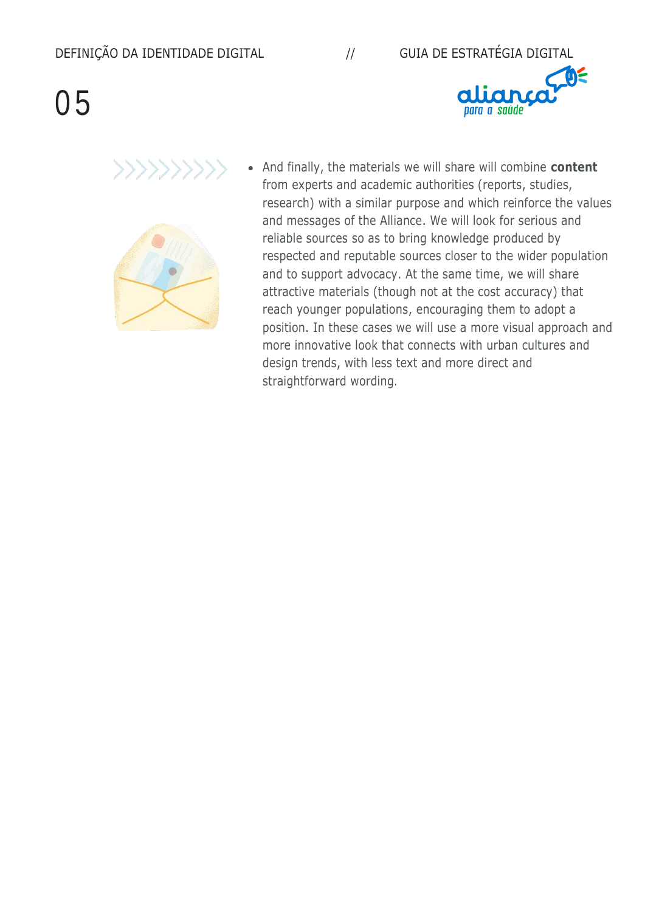- And finally, the materials we will share will combine **content** from experts and academic authorities (reports, studies, research) with a similar purpose and which reinforce the values and messages of the Alliance. We will look for serious and reliable sources so as to bring knowledge produced by respected and reputable sources closer to the wider population and to support advocacy. At the same time, we will share attractive materials (though not at the cost accuracy) that reach younger populations, encouraging them to adopt a position. In these cases we will use a more visual approach and more innovative look that connects with urban cultures and design trends, with less text and more direct and straightforward wording.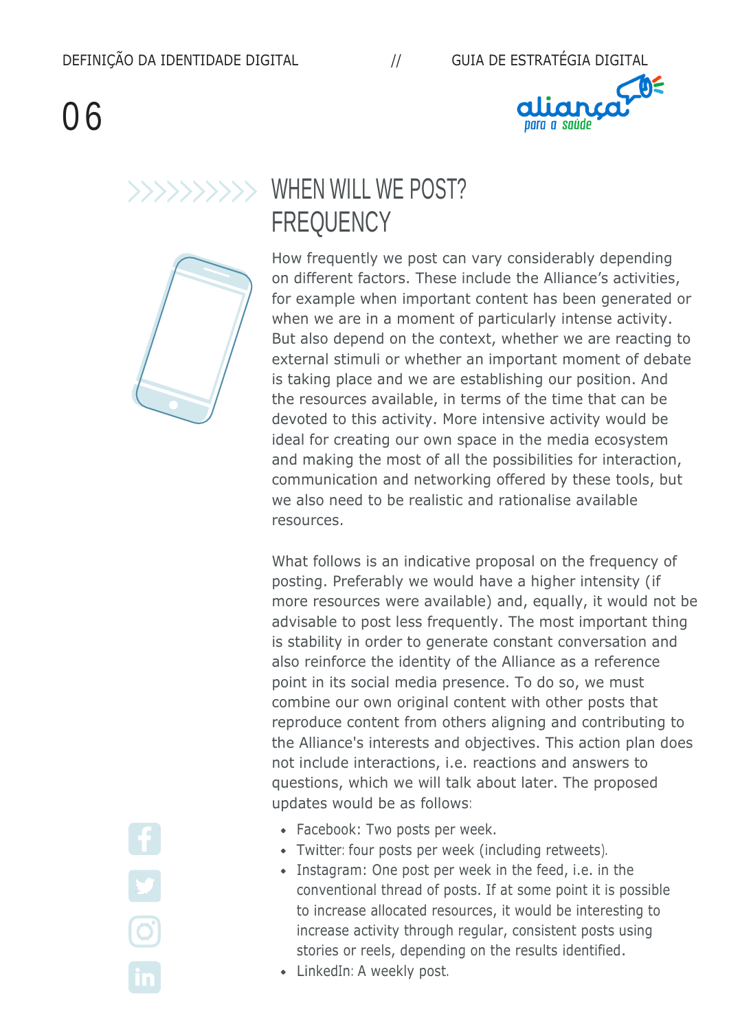## WHEN WILL WE POST? FREQUENCY

How frequently we post can vary considerably depending on different factors. These include the Alliance's activities, for example when important content has been generated or when we are in a moment of particularly intense activity. But also depend on the context, whether we are reacting to external stimuli or whether an important moment of debate is taking place and we are establishing our position. And the resources available, in terms of the time that can be devoted to this activity. More intensive activity would be ideal for creating our own space in the media ecosystem and making the most of all the possibilities for interaction, communication and networking offered by these tools, but we also need to be realistic and rationalise available resources.

What follows is an indicative proposal on the frequency of posting. Preferably we would have a higher intensity (if more resources were available) and, equally, it would not be advisable to post less frequently. The most important thing is stability in order to generate constant conversation and also reinforce the identity of the Alliance as a reference point in its social media presence. To do so, we must combine our own original content with other posts that reproduce content from others aligning and contributing to the Alliance's interests and objectives. This action plan does not include interactions, i.e. reactions and answers to questions, which we will talk about later. The proposed updates would be as follows:

- Facebook: Two posts per week.
- Twitter: four posts per week (including retweets).
- Instagram: One post per week in the feed, i.e. in the conventional thread of posts. If at some point it is possible to increase allocated resources, it would be interesting to increase activity through regular, consistent posts using stories or reels, depending on the results identified.
- LinkedIn: A weekly post.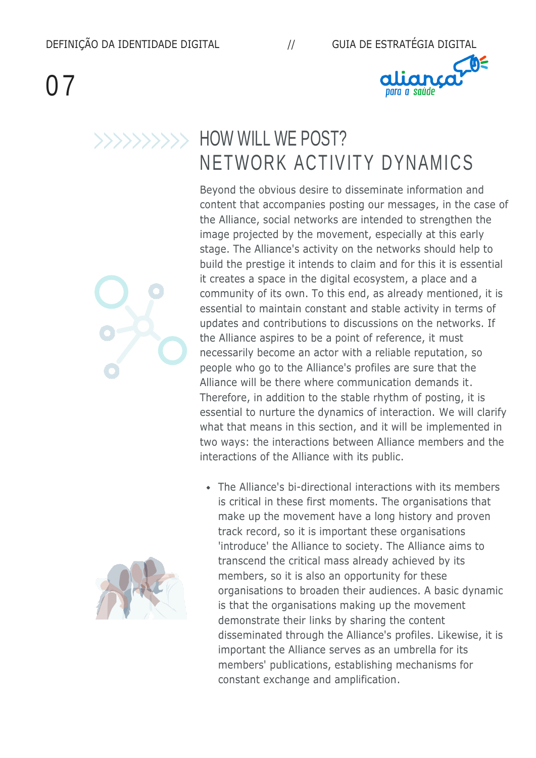# HOW WILL WE POST?
## NETWORK ACTIVITY DYNAMICS

Beyond the obvious desire to disseminate information and content that accompanies posting our messages, in the case of the Alliance, social networks are intended to strengthen the image projected by the movement, especially at this early stage. The Alliance's activity on the networks should help to build the prestige it intends to claim and for this it is essential it creates a space in the digital ecosystem, a place and a community of its own. To this end, as already mentioned, it is essential to maintain constant and stable activity in terms of updates and contributions to discussions on the networks. If the Alliance aspires to be a point of reference, it must necessarily become an actor with a reliable reputation, so people who go to the Alliance's profiles are sure that the Alliance will be there where communication demands it. Therefore, in addition to the stable rhythm of posting, it is essential to nurture the dynamics of interaction. We will clarify what that means in this section, and it will be implemented in two ways: the interactions between Alliance members and the interactions of the Alliance with its public.

- The Alliance's bi-directional interactions with its members is critical in these first moments. The organisations that make up the movement have a long history and proven track record, so it is important these organisations 'introduce' the Alliance to society. The Alliance aims to transcend the critical mass already achieved by its members, so it is also an opportunity for these organisations to broaden their audiences. A basic dynamic is that the organisations making up the movement demonstrate their links by sharing the content disseminated through the Alliance's profiles. Likewise, it is important the Alliance serves as an umbrella for its members' publications, establishing mechanisms for constant exchange and amplification.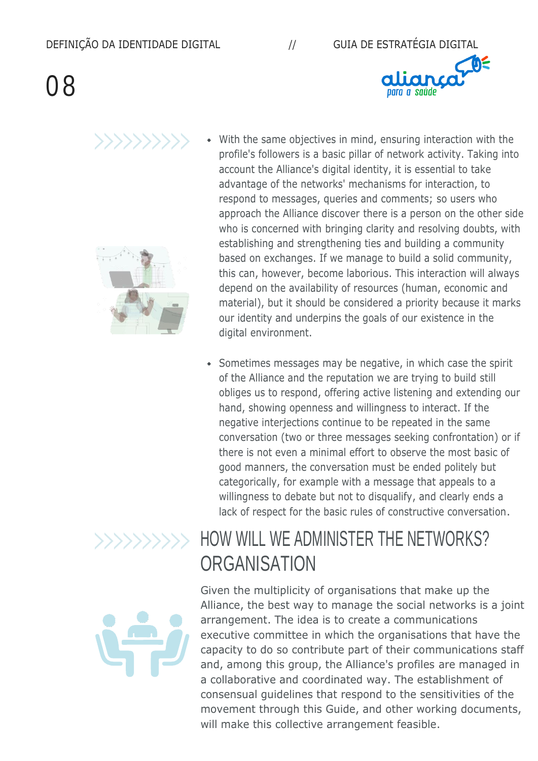- With the same objectives in mind, ensuring interaction with the profile's followers is a basic pillar of network activity. Taking into account the Alliance's digital identity, it is essential to take advantage of the networks' mechanisms for interaction, to respond to messages, queries and comments; so users who approach the Alliance discover there is a person on the other side who is concerned with bringing clarity and resolving doubts, with establishing and strengthening ties and building a community based on exchanges. If we manage to build a solid community, this can, however, become laborious. This interaction will always depend on the availability of resources (human, economic and material), but it should be considered a priority because it marks our identity and underpins the goals of our existence in the digital environment.

- Sometimes messages may be negative, in which case the spirit of the Alliance and the reputation we are trying to build still obliges us to respond, offering active listening and extending our hand, showing openness and willingness to interact. If the negative interjections continue to be repeated in the same conversation (two or three messages seeking confrontation) or if there is not even a minimal effort to observe the most basic of good manners, the conversation must be ended politely but categorically, for example with a message that appeals to a willingness to debate but not to disqualify, and clearly ends a lack of respect for the basic rules of constructive conversation.

## HOW WILL WE ADMINISTER THE NETWORKS? ORGANISATION

Given the multiplicity of organisations that make up the Alliance, the best way to manage the social networks is a joint arrangement. The idea is to create a communications executive committee in which the organisations that have the capacity to do so contribute part of their communications staff and, among this group, the Alliance's profiles are managed in a collaborative and coordinated way. The establishment of consensual guidelines that respond to the sensitivities of the movement through this Guide, and other working documents, will make this collective arrangement feasible.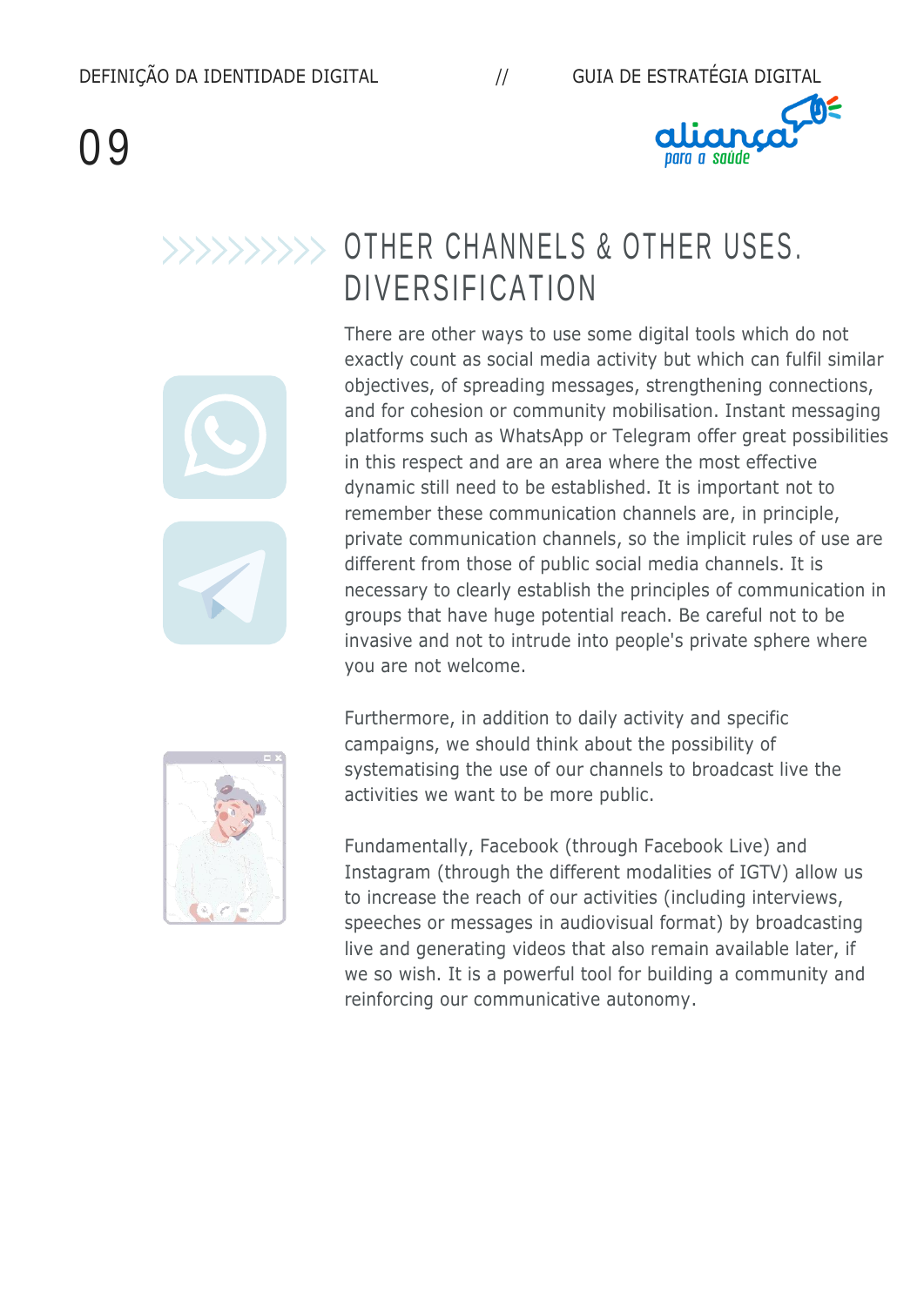# OTHER CHANNELS & OTHER USES. DIVERSIFICATION

There are other ways to use some digital tools which do not exactly count as social media activity but which can fulfil similar objectives, of spreading messages, strengthening connections, and for cohesion or community mobilisation. Instant messaging platforms such as WhatsApp or Telegram offer great possibilities in this respect and are an area where the most effective dynamic still need to be established. It is important not to remember these communication channels are, in principle, private communication channels, so the implicit rules of use are different from those of public social media channels. It is necessary to clearly establish the principles of communication in groups that have huge potential reach. Be careful not to be invasive and not to intrude into people's private sphere where you are not welcome.

Furthermore, in addition to daily activity and specific campaigns, we should think about the possibility of systematising the use of our channels to broadcast live the activities we want to be more public.

Fundamentally, Facebook (through Facebook Live) and Instagram (through the different modalities of IGTV) allow us to increase the reach of our activities (including interviews, speeches or messages in audiovisual format) by broadcasting live and generating videos that also remain available later, if we so wish. It is a powerful tool for building a community and reinforcing our communicative autonomy.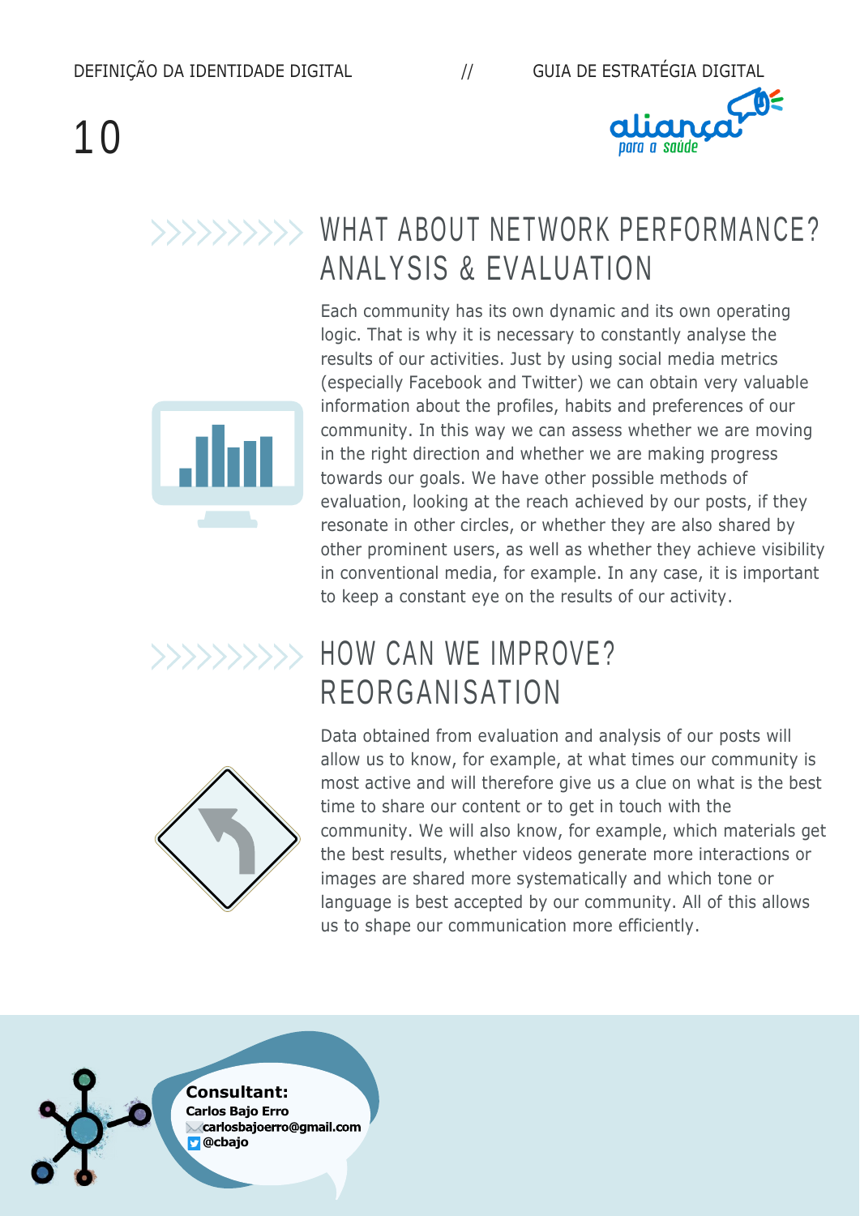## WHAT ABOUT NETWORK PERFORMANCE? ANALYSIS & EVALUATION

Each community has its own dynamic and its own operating logic. That is why it is necessary to constantly analyse the results of our activities. Just by using social media metrics (especially Facebook and Twitter) we can obtain very valuable information about the profiles, habits and preferences of our community. In this way we can assess whether we are moving in the right direction and whether we are making progress towards our goals. We have other possible methods of evaluation, looking at the reach achieved by our posts, if they resonate in other circles, or whether they are also shared by other prominent users, as well as whether they achieve visibility in conventional media, for example. In any case, it is important to keep a constant eye on the results of our activity.

## HOW CAN WE IMPROVE? REORGANISATION

Data obtained from evaluation and analysis of our posts will allow us to know, for example, at what times our community is most active and will therefore give us a clue on what is the best time to share our content or to get in touch with the community. We will also know, for example, which materials get the best results, whether videos generate more interactions or images are shared more systematically and which tone or language is best accepted by our community. All of this allows us to shape our communication more efficiently.

**Consultant:**
**Carlos Bajo Erro**
**carlosbajoerro@gmail.com**
**@cbajo**